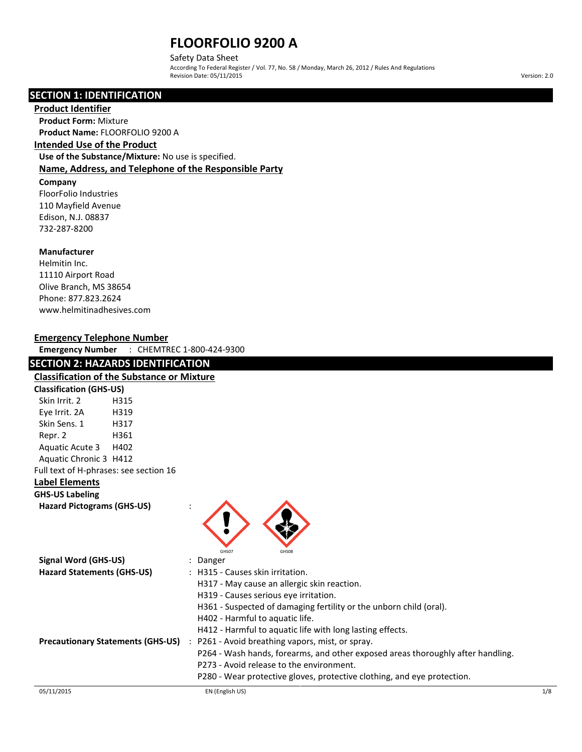# FLOORFOLIO 9200 A

Safety Data Sheet

According To Federal Register / Vol. 77, No. 58 / Monday, March 26, 2012 / Rules And Regulations

Revision Date: 05/11/2015

Version: 2.0

## SECTION 1: IDENTIFICATION

### Product Identifier

**Product Form:** Mixture

**Product Name:** FLOORFOLIO 9200 A

### Intended Use of the Product

**Use of the Substance/Mixture:** No use is specified.

### Name, Address, and Telephone of the Responsible Party

**Company**

FloorFolio Industries
110 Mayfield Avenue
Edison, N.J. 08837
732-287-8200

**Manufacturer**

Helmitin Inc.
11110 Airport Road
Olive Branch, MS 38654
Phone: 877.823.2624
www.helmitinadhesives.com

### Emergency Telephone Number

**Emergency Number** : CHEMTREC 1-800-424-9300

## SECTION 2: HAZARDS IDENTIFICATION

### Classification of the Substance or Mixture

**Classification (GHS-US)**

| | |
|---|---|
| Skin Irrit. 2 | H315 |
| Eye Irrit. 2A | H319 |
| Skin Sens. 1 | H317 |
| Repr. 2 | H361 |
| Aquatic Acute 3 | H402 |
| Aquatic Chronic 3 | H412 |

Full text of H-phrases: see section 16

### Label Elements

**GHS-US Labeling**

**Hazard Pictograms (GHS-US)** :

GHS07 GHS08

**Signal Word (GHS-US)** : Danger

**Hazard Statements (GHS-US)** :
- H315 - Causes skin irritation.
- H317 - May cause an allergic skin reaction.
- H319 - Causes serious eye irritation.
- H361 - Suspected of damaging fertility or the unborn child (oral).
- H402 - Harmful to aquatic life.
- H412 - Harmful to aquatic life with long lasting effects.

**Precautionary Statements (GHS-US)** :
- P261 - Avoid breathing vapors, mist, or spray.
- P264 - Wash hands, forearms, and other exposed areas thoroughly after handling.
- P273 - Avoid release to the environment.
- P280 - Wear protective gloves, protective clothing, and eye protection.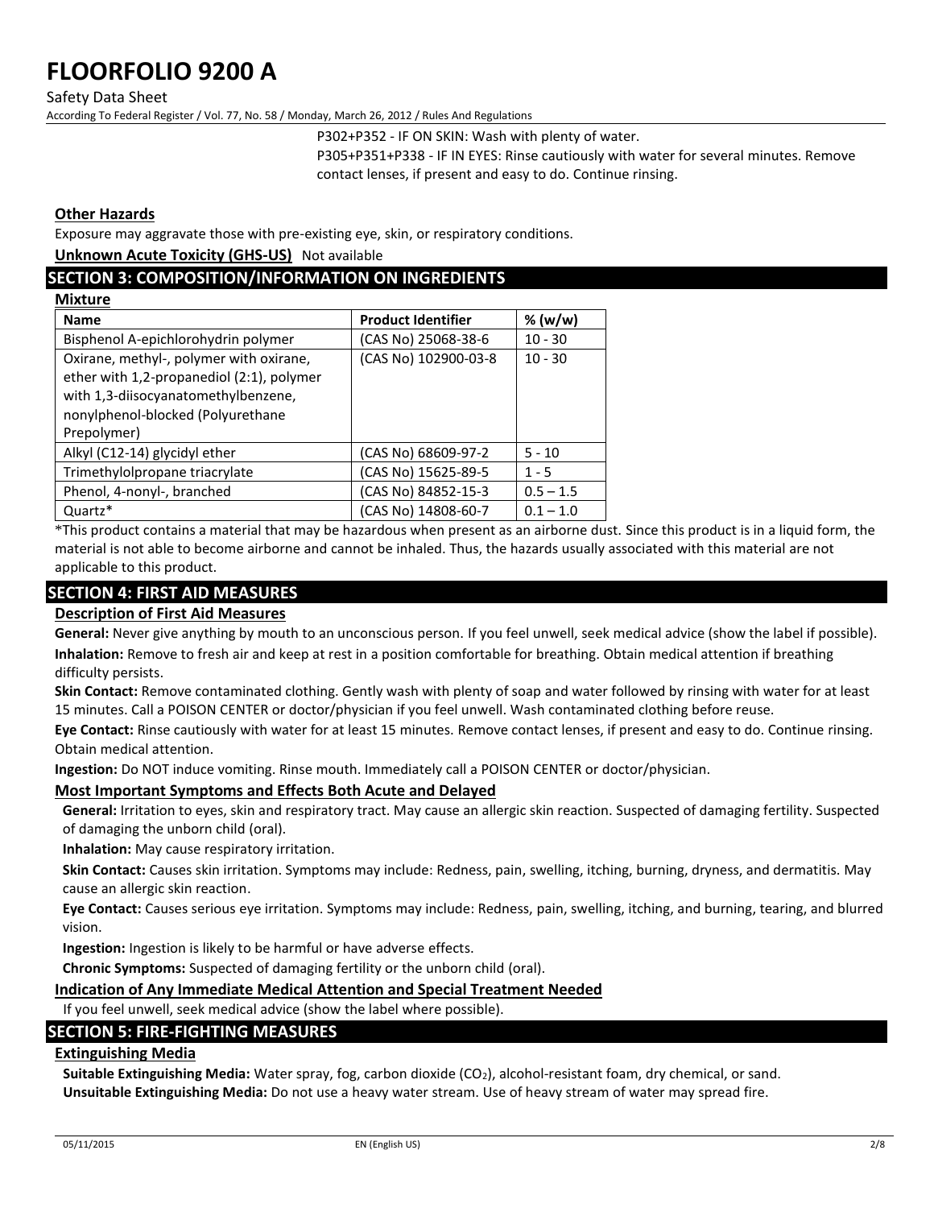P302+P352 - IF ON SKIN: Wash with plenty of water.
P305+P351+P338 - IF IN EYES: Rinse cautiously with water for several minutes. Remove contact lenses, if present and easy to do. Continue rinsing.

**Other Hazards**

Exposure may aggravate those with pre-existing eye, skin, or respiratory conditions.

**Unknown Acute Toxicity (GHS-US)** Not available

## SECTION 3: COMPOSITION/INFORMATION ON INGREDIENTS

**Mixture**

| Name | Product Identifier | % (w/w) |
|---|---|---|
| Bisphenol A-epichlorohydrin polymer | (CAS No) 25068-38-6 | 10 - 30 |
| Oxirane, methyl-, polymer with oxirane, ether with 1,2-propanediol (2:1), polymer with 1,3-diisocyanatomethylbenzene, nonylphenol-blocked (Polyurethane Prepolymer) | (CAS No) 102900-03-8 | 10 - 30 |
| Alkyl (C12-14) glycidyl ether | (CAS No) 68609-97-2 | 5 - 10 |
| Trimethylolpropane triacrylate | (CAS No) 15625-89-5 | 1 - 5 |
| Phenol, 4-nonyl-, branched | (CAS No) 84852-15-3 | 0.5 – 1.5 |
| Quartz* | (CAS No) 14808-60-7 | 0.1 – 1.0 |

*This product contains a material that may be hazardous when present as an airborne dust. Since this product is in a liquid form, the material is not able to become airborne and cannot be inhaled. Thus, the hazards usually associated with this material are not applicable to this product.

## SECTION 4: FIRST AID MEASURES

**Description of First Aid Measures**

**General:** Never give anything by mouth to an unconscious person. If you feel unwell, seek medical advice (show the label if possible).

**Inhalation:** Remove to fresh air and keep at rest in a position comfortable for breathing. Obtain medical attention if breathing difficulty persists.

**Skin Contact:** Remove contaminated clothing. Gently wash with plenty of soap and water followed by rinsing with water for at least 15 minutes. Call a POISON CENTER or doctor/physician if you feel unwell. Wash contaminated clothing before reuse.

**Eye Contact:** Rinse cautiously with water for at least 15 minutes. Remove contact lenses, if present and easy to do. Continue rinsing. Obtain medical attention.

**Ingestion:** Do NOT induce vomiting. Rinse mouth. Immediately call a POISON CENTER or doctor/physician.

**Most Important Symptoms and Effects Both Acute and Delayed**

**General:** Irritation to eyes, skin and respiratory tract. May cause an allergic skin reaction. Suspected of damaging fertility. Suspected of damaging the unborn child (oral).

**Inhalation:** May cause respiratory irritation.

**Skin Contact:** Causes skin irritation. Symptoms may include: Redness, pain, swelling, itching, burning, dryness, and dermatitis. May cause an allergic skin reaction.

**Eye Contact:** Causes serious eye irritation. Symptoms may include: Redness, pain, swelling, itching, and burning, tearing, and blurred vision.

**Ingestion:** Ingestion is likely to be harmful or have adverse effects.

**Chronic Symptoms:** Suspected of damaging fertility or the unborn child (oral).

**Indication of Any Immediate Medical Attention and Special Treatment Needed**

If you feel unwell, seek medical advice (show the label where possible).

## SECTION 5: FIRE-FIGHTING MEASURES

**Extinguishing Media**

**Suitable Extinguishing Media:** Water spray, fog, carbon dioxide ($CO_2$), alcohol-resistant foam, dry chemical, or sand.

**Unsuitable Extinguishing Media:** Do not use a heavy water stream. Use of heavy stream of water may spread fire.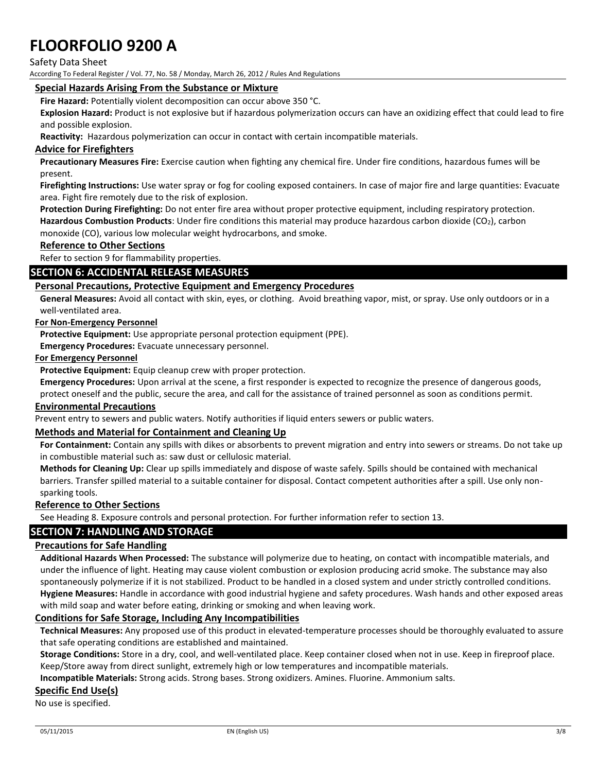### Special Hazards Arising From the Substance or Mixture

**Fire Hazard:** Potentially violent decomposition can occur above 350 °C.

**Explosion Hazard:** Product is not explosive but if hazardous polymerization occurs can have an oxidizing effect that could lead to fire and possible explosion.

**Reactivity:** Hazardous polymerization can occur in contact with certain incompatible materials.

### Advice for Firefighters

**Precautionary Measures Fire:** Exercise caution when fighting any chemical fire. Under fire conditions, hazardous fumes will be present.

**Firefighting Instructions:** Use water spray or fog for cooling exposed containers. In case of major fire and large quantities: Evacuate area. Fight fire remotely due to the risk of explosion.

**Protection During Firefighting:** Do not enter fire area without proper protective equipment, including respiratory protection.

**Hazardous Combustion Products**: Under fire conditions this material may produce hazardous carbon dioxide ($CO_2$), carbon monoxide (CO), various low molecular weight hydrocarbons, and smoke.

### Reference to Other Sections

Refer to section 9 for flammability properties.

## SECTION 6: ACCIDENTAL RELEASE MEASURES

### Personal Precautions, Protective Equipment and Emergency Procedures

**General Measures:** Avoid all contact with skin, eyes, or clothing. Avoid breathing vapor, mist, or spray. Use only outdoors or in a well-ventilated area.

#### For Non-Emergency Personnel

**Protective Equipment:** Use appropriate personal protection equipment (PPE).

**Emergency Procedures:** Evacuate unnecessary personnel.

#### For Emergency Personnel

**Protective Equipment:** Equip cleanup crew with proper protection.

**Emergency Procedures:** Upon arrival at the scene, a first responder is expected to recognize the presence of dangerous goods, protect oneself and the public, secure the area, and call for the assistance of trained personnel as soon as conditions permit.

### Environmental Precautions

Prevent entry to sewers and public waters. Notify authorities if liquid enters sewers or public waters.

### Methods and Material for Containment and Cleaning Up

**For Containment:** Contain any spills with dikes or absorbents to prevent migration and entry into sewers or streams. Do not take up in combustible material such as: saw dust or cellulosic material.

**Methods for Cleaning Up:** Clear up spills immediately and dispose of waste safely. Spills should be contained with mechanical barriers. Transfer spilled material to a suitable container for disposal. Contact competent authorities after a spill. Use only non-sparking tools.

### Reference to Other Sections

See Heading 8. Exposure controls and personal protection. For further information refer to section 13.

## SECTION 7: HANDLING AND STORAGE

### Precautions for Safe Handling

**Additional Hazards When Processed:** The substance will polymerize due to heating, on contact with incompatible materials, and under the influence of light. Heating may cause violent combustion or explosion producing acrid smoke. The substance may also spontaneously polymerize if it is not stabilized. Product to be handled in a closed system and under strictly controlled conditions.

**Hygiene Measures:** Handle in accordance with good industrial hygiene and safety procedures. Wash hands and other exposed areas with mild soap and water before eating, drinking or smoking and when leaving work.

### Conditions for Safe Storage, Including Any Incompatibilities

**Technical Measures:** Any proposed use of this product in elevated-temperature processes should be thoroughly evaluated to assure that safe operating conditions are established and maintained.

**Storage Conditions:** Store in a dry, cool, and well-ventilated place. Keep container closed when not in use. Keep in fireproof place. Keep/Store away from direct sunlight, extremely high or low temperatures and incompatible materials.

**Incompatible Materials:** Strong acids. Strong bases. Strong oxidizers. Amines. Fluorine. Ammonium salts.

### Specific End Use(s)

No use is specified.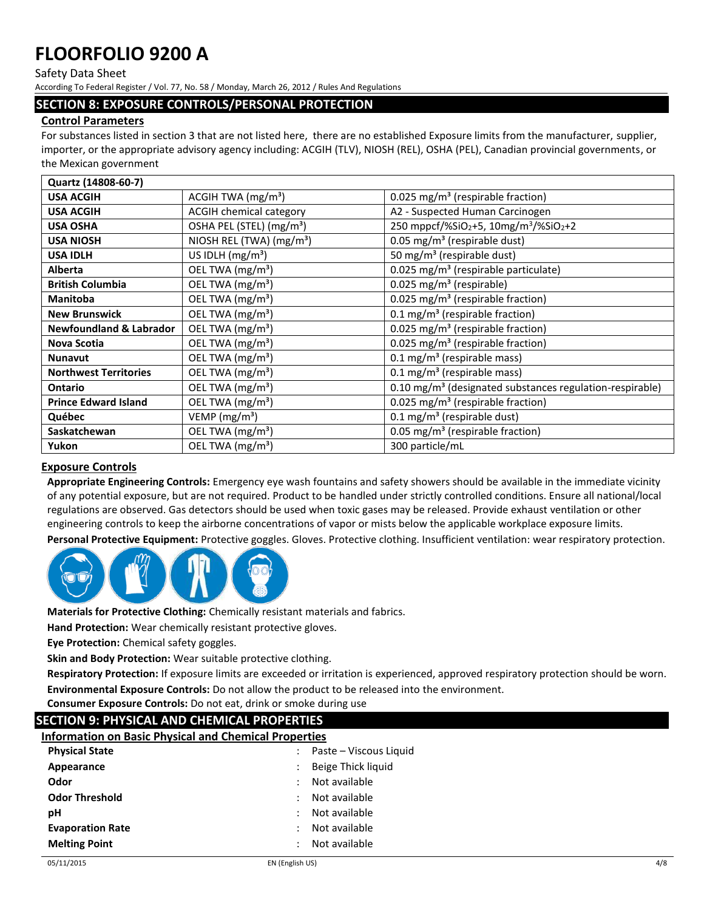# FLOORFOLIO 9200 A

Safety Data Sheet

According To Federal Register / Vol. 77, No. 58 / Monday, March 26, 2012 / Rules And Regulations

## SECTION 8: EXPOSURE CONTROLS/PERSONAL PROTECTION

### Control Parameters

For substances listed in section 3 that are not listed here, there are no established Exposure limits from the manufacturer, supplier, importer, or the appropriate advisory agency including: ACGIH (TLV), NIOSH (REL), OSHA (PEL), Canadian provincial governments, or the Mexican government

| Quartz (14808-60-7) | | |
|---|---|---|
| **USA ACGIH** | ACGIH TWA ($mg/m^3$) | 0.025 $mg/m^3$ (respirable fraction) |
| **USA ACGIH** | ACGIH chemical category | A2 - Suspected Human Carcinogen |
| **USA OSHA** | OSHA PEL (STEL) ($mg/m^3$) | 250 mppcf/%$SiO_2$+5, 10mg/$m^3$/%$SiO_2$+2 |
| **USA NIOSH** | NIOSH REL (TWA) ($mg/m^3$) | 0.05 $mg/m^3$ (respirable dust) |
| **USA IDLH** | US IDLH ($mg/m^3$) | 50 $mg/m^3$ (respirable dust) |
| **Alberta** | OEL TWA ($mg/m^3$) | 0.025 $mg/m^3$ (respirable particulate) |
| **British Columbia** | OEL TWA ($mg/m^3$) | 0.025 $mg/m^3$ (respirable) |
| **Manitoba** | OEL TWA ($mg/m^3$) | 0.025 $mg/m^3$ (respirable fraction) |
| **New Brunswick** | OEL TWA ($mg/m^3$) | 0.1 $mg/m^3$ (respirable fraction) |
| **Newfoundland & Labrador** | OEL TWA ($mg/m^3$) | 0.025 $mg/m^3$ (respirable fraction) |
| **Nova Scotia** | OEL TWA ($mg/m^3$) | 0.025 $mg/m^3$ (respirable fraction) |
| **Nunavut** | OEL TWA ($mg/m^3$) | 0.1 $mg/m^3$ (respirable mass) |
| **Northwest Territories** | OEL TWA ($mg/m^3$) | 0.1 $mg/m^3$ (respirable mass) |
| **Ontario** | OEL TWA ($mg/m^3$) | 0.10 $mg/m^3$ (designated substances regulation-respirable) |
| **Prince Edward Island** | OEL TWA ($mg/m^3$) | 0.025 $mg/m^3$ (respirable fraction) |
| **Québec** | VEMP ($mg/m^3$) | 0.1 $mg/m^3$ (respirable dust) |
| **Saskatchewan** | OEL TWA ($mg/m^3$) | 0.05 $mg/m^3$ (respirable fraction) |
| **Yukon** | OEL TWA ($mg/m^3$) | 300 particle/mL |

### Exposure Controls

**Appropriate Engineering Controls:** Emergency eye wash fountains and safety showers should be available in the immediate vicinity of any potential exposure, but are not required. Product to be handled under strictly controlled conditions. Ensure all national/local regulations are observed. Gas detectors should be used when toxic gases may be released. Provide exhaust ventilation or other engineering controls to keep the airborne concentrations of vapor or mists below the applicable workplace exposure limits.

**Personal Protective Equipment:** Protective goggles. Gloves. Protective clothing. Insufficient ventilation: wear respiratory protection.

**Materials for Protective Clothing:** Chemically resistant materials and fabrics.

**Hand Protection:** Wear chemically resistant protective gloves.

**Eye Protection:** Chemical safety goggles.

**Skin and Body Protection:** Wear suitable protective clothing.

**Respiratory Protection:** If exposure limits are exceeded or irritation is experienced, approved respiratory protection should be worn.

**Environmental Exposure Controls:** Do not allow the product to be released into the environment.

**Consumer Exposure Controls:** Do not eat, drink or smoke during use

## SECTION 9: PHYSICAL AND CHEMICAL PROPERTIES

### Information on Basic Physical and Chemical Properties

| | | |
|---|---|---|
| **Physical State** | : | Paste – Viscous Liquid |
| **Appearance** | : | Beige Thick liquid |
| **Odor** | : | Not available |
| **Odor Threshold** | : | Not available |
| **pH** | : | Not available |
| **Evaporation Rate** | : | Not available |
| **Melting Point** | : | Not available |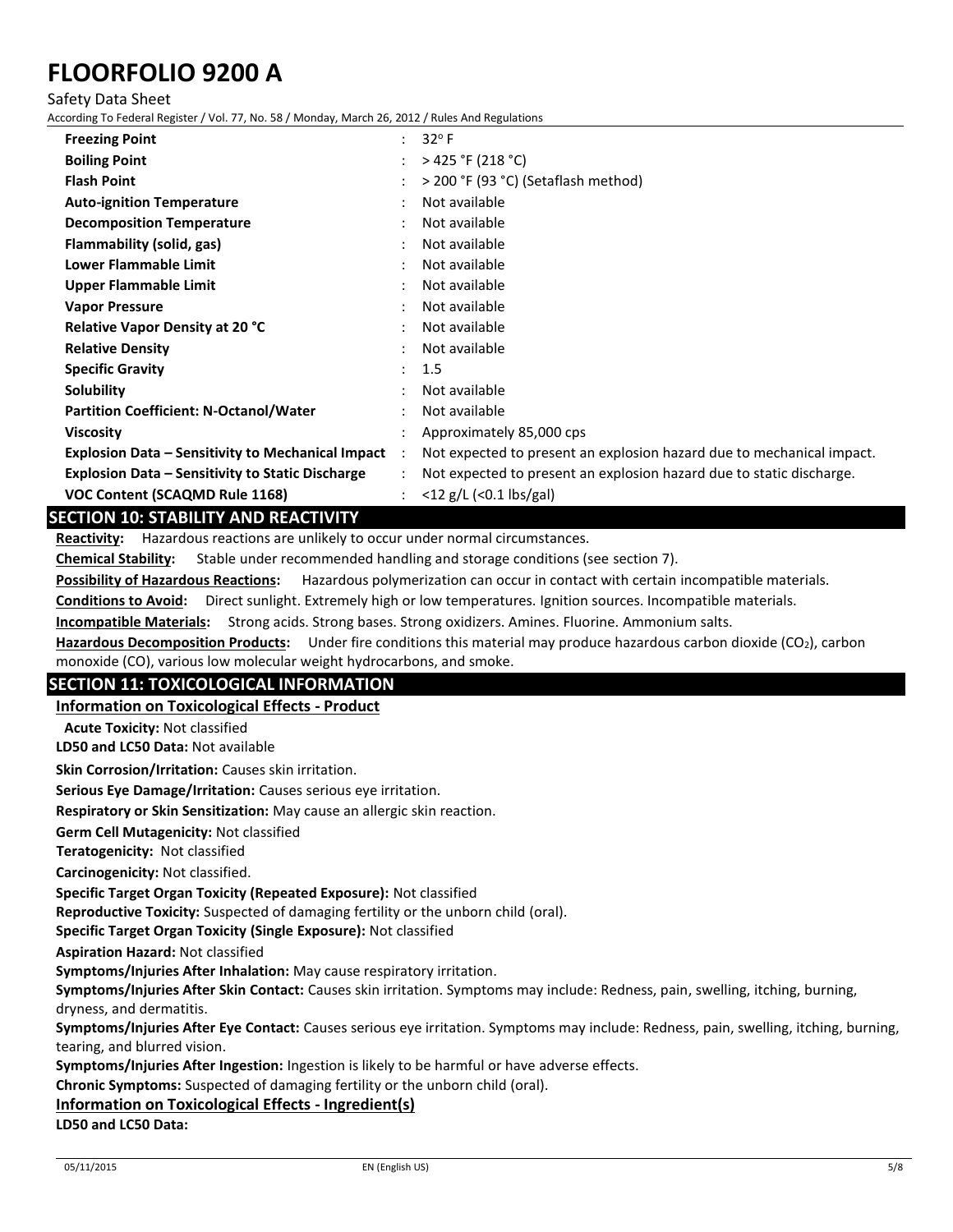| | |
|---|---|
| **Freezing Point** | 32° F |
| **Boiling Point** | > 425 °F (218 °C) |
| **Flash Point** | > 200 °F (93 °C) (Setaflash method) |
| **Auto-ignition Temperature** | Not available |
| **Decomposition Temperature** | Not available |
| **Flammability (solid, gas)** | Not available |
| **Lower Flammable Limit** | Not available |
| **Upper Flammable Limit** | Not available |
| **Vapor Pressure** | Not available |
| **Relative Vapor Density at 20 °C** | Not available |
| **Relative Density** | Not available |
| **Specific Gravity** | 1.5 |
| **Solubility** | Not available |
| **Partition Coefficient: N-Octanol/Water** | Not available |
| **Viscosity** | Approximately 85,000 cps |
| **Explosion Data – Sensitivity to Mechanical Impact** | Not expected to present an explosion hazard due to mechanical impact. |
| **Explosion Data – Sensitivity to Static Discharge** | Not expected to present an explosion hazard due to static discharge. |
| **VOC Content (SCAQMD Rule 1168)** | <12 g/L (<0.1 lbs/gal) |

## SECTION 10: STABILITY AND REACTIVITY

**Reactivity:** Hazardous reactions are unlikely to occur under normal circumstances.

**Chemical Stability:** Stable under recommended handling and storage conditions (see section 7).

**Possibility of Hazardous Reactions:** Hazardous polymerization can occur in contact with certain incompatible materials.

**Conditions to Avoid:** Direct sunlight. Extremely high or low temperatures. Ignition sources. Incompatible materials.

**Incompatible Materials:** Strong acids. Strong bases. Strong oxidizers. Amines. Fluorine. Ammonium salts.

**Hazardous Decomposition Products:** Under fire conditions this material may produce hazardous carbon dioxide ($CO_2$), carbon monoxide (CO), various low molecular weight hydrocarbons, and smoke.

## SECTION 11: TOXICOLOGICAL INFORMATION

### Information on Toxicological Effects - Product

**Acute Toxicity:** Not classified

**LD50 and LC50 Data:** Not available

**Skin Corrosion/Irritation:** Causes skin irritation.

**Serious Eye Damage/Irritation:** Causes serious eye irritation.

**Respiratory or Skin Sensitization:** May cause an allergic skin reaction.

**Germ Cell Mutagenicity:** Not classified

**Teratogenicity:** Not classified

**Carcinogenicity:** Not classified.

**Specific Target Organ Toxicity (Repeated Exposure):** Not classified

**Reproductive Toxicity:** Suspected of damaging fertility or the unborn child (oral).

**Specific Target Organ Toxicity (Single Exposure):** Not classified

**Aspiration Hazard:** Not classified

**Symptoms/Injuries After Inhalation:** May cause respiratory irritation.

**Symptoms/Injuries After Skin Contact:** Causes skin irritation. Symptoms may include: Redness, pain, swelling, itching, burning, dryness, and dermatitis.

**Symptoms/Injuries After Eye Contact:** Causes serious eye irritation. Symptoms may include: Redness, pain, swelling, itching, burning, tearing, and blurred vision.

**Symptoms/Injuries After Ingestion:** Ingestion is likely to be harmful or have adverse effects.

**Chronic Symptoms:** Suspected of damaging fertility or the unborn child (oral).

### Information on Toxicological Effects - Ingredient(s)

**LD50 and LC50 Data:**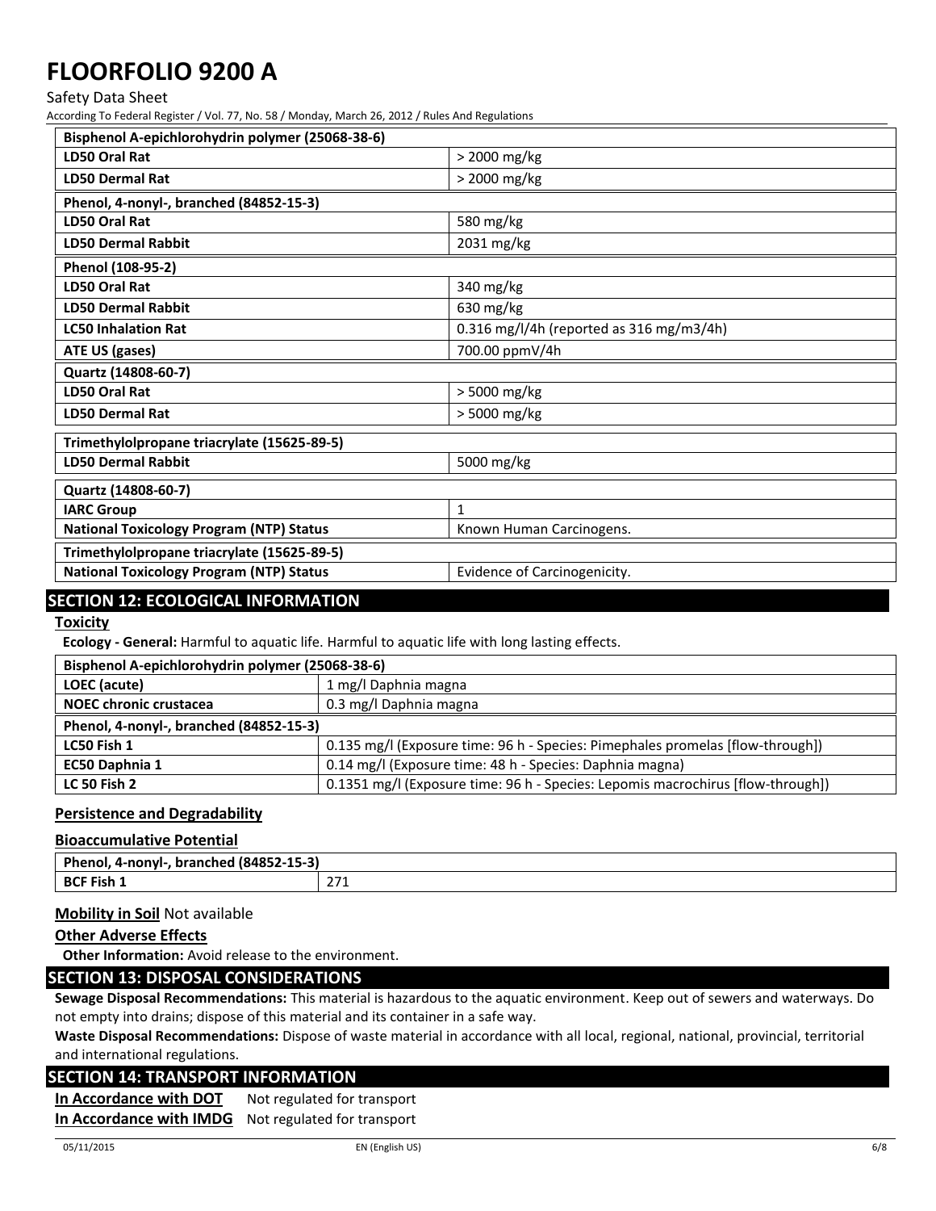| Bisphenol A-epichlorohydrin polymer (25068-38-6) | |
|---|---|
| **LD50 Oral Rat** | > 2000 mg/kg |
| **LD50 Dermal Rat** | > 2000 mg/kg |

| Phenol, 4-nonyl-, branched (84852-15-3) | |
|---|---|
| **LD50 Oral Rat** | 580 mg/kg |
| **LD50 Dermal Rabbit** | 2031 mg/kg |

| Phenol (108-95-2) | |
|---|---|
| **LD50 Oral Rat** | 340 mg/kg |
| **LD50 Dermal Rabbit** | 630 mg/kg |
| **LC50 Inhalation Rat** | 0.316 mg/l/4h (reported as 316 mg/m3/4h) |
| **ATE US (gases)** | 700.00 ppmV/4h |

| Quartz (14808-60-7) | |
|---|---|
| **LD50 Oral Rat** | > 5000 mg/kg |
| **LD50 Dermal Rat** | > 5000 mg/kg |

| Trimethylolpropane triacrylate (15625-89-5) | |
|---|---|
| **LD50 Dermal Rabbit** | 5000 mg/kg |

| Quartz (14808-60-7) | |
|---|---|
| **IARC Group** | 1 |
| **National Toxicology Program (NTP) Status** | Known Human Carcinogens. |

| Trimethylolpropane triacrylate (15625-89-5) | |
|---|---|
| **National Toxicology Program (NTP) Status** | Evidence of Carcinogenicity. |

## SECTION 12: ECOLOGICAL INFORMATION

**Toxicity**

**Ecology - General:** Harmful to aquatic life. Harmful to aquatic life with long lasting effects.

| Bisphenol A-epichlorohydrin polymer (25068-38-6) | |
|---|---|
| **LOEC (acute)** | 1 mg/l Daphnia magna |
| **NOEC chronic crustacea** | 0.3 mg/l Daphnia magna |

| Phenol, 4-nonyl-, branched (84852-15-3) | |
|---|---|
| **LC50 Fish 1** | 0.135 mg/l (Exposure time: 96 h - Species: Pimephales promelas [flow-through]) |
| **EC50 Daphnia 1** | 0.14 mg/l (Exposure time: 48 h - Species: Daphnia magna) |
| **LC 50 Fish 2** | 0.1351 mg/l (Exposure time: 96 h - Species: Lepomis macrochirus [flow-through]) |

**Persistence and Degradability**

**Bioaccumulative Potential**

| Phenol, 4-nonyl-, branched (84852-15-3) | |
|---|---|
| **BCF Fish 1** | 271 |

**Mobility in Soil** Not available

**Other Adverse Effects**

**Other Information:** Avoid release to the environment.

## SECTION 13: DISPOSAL CONSIDERATIONS

**Sewage Disposal Recommendations:** This material is hazardous to the aquatic environment. Keep out of sewers and waterways. Do not empty into drains; dispose of this material and its container in a safe way.

**Waste Disposal Recommendations:** Dispose of waste material in accordance with all local, regional, national, provincial, territorial and international regulations.

## SECTION 14: TRANSPORT INFORMATION

**In Accordance with DOT** Not regulated for transport

**In Accordance with IMDG** Not regulated for transport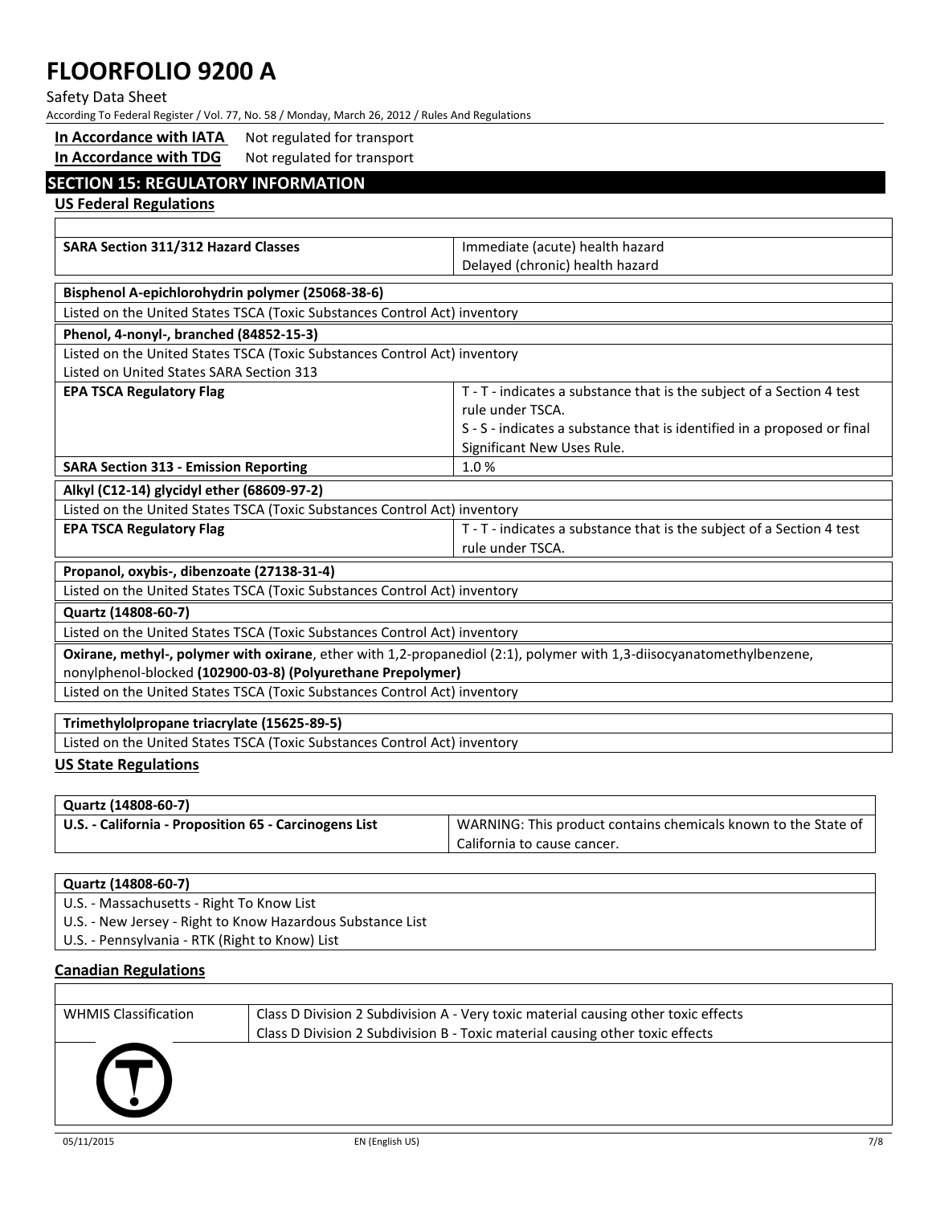**In Accordance with IATA** Not regulated for transport

**In Accordance with TDG** Not regulated for transport

## SECTION 15: REGULATORY INFORMATION

### US Federal Regulations

| | |
|---|---|
| **SARA Section 311/312 Hazard Classes** | Immediate (acute) health hazard<br>Delayed (chronic) health hazard |

**Bisphenol A-epichlorohydrin polymer (25068-38-6)**

Listed on the United States TSCA (Toxic Substances Control Act) inventory

**Phenol, 4-nonyl-, branched (84852-15-3)**

Listed on the United States TSCA (Toxic Substances Control Act) inventory
Listed on United States SARA Section 313

| | |
|---|---|
| **EPA TSCA Regulatory Flag** | T - T - indicates a substance that is the subject of a Section 4 test rule under TSCA.<br>S - S - indicates a substance that is identified in a proposed or final Significant New Uses Rule. |
| **SARA Section 313 - Emission Reporting** | 1.0 % |

**Alkyl (C12-14) glycidyl ether (68609-97-2)**

Listed on the United States TSCA (Toxic Substances Control Act) inventory

| | |
|---|---|
| **EPA TSCA Regulatory Flag** | T - T - indicates a substance that is the subject of a Section 4 test rule under TSCA. |

**Propanol, oxybis-, dibenzoate (27138-31-4)**

Listed on the United States TSCA (Toxic Substances Control Act) inventory

**Quartz (14808-60-7)**

Listed on the United States TSCA (Toxic Substances Control Act) inventory

**Oxirane, methyl-, polymer with oxirane**, ether with 1,2-propanediol (2:1), polymer with 1,3-diisocyanatomethylbenzene, nonylphenol-blocked **(102900-03-8) (Polyurethane Prepolymer)**

Listed on the United States TSCA (Toxic Substances Control Act) inventory

**Trimethylolpropane triacrylate (15625-89-5)**

Listed on the United States TSCA (Toxic Substances Control Act) inventory

### US State Regulations

**Quartz (14808-60-7)**

| | |
|---|---|
| **U.S. - California - Proposition 65 - Carcinogens List** | WARNING: This product contains chemicals known to the State of California to cause cancer. |

**Quartz (14808-60-7)**

U.S. - Massachusetts - Right To Know List
U.S. - New Jersey - Right to Know Hazardous Substance List
U.S. - Pennsylvania - RTK (Right to Know) List

### Canadian Regulations

| | |
|---|---|
| WHMIS Classification | Class D Division 2 Subdivision A - Very toxic material causing other toxic effects<br>Class D Division 2 Subdivision B - Toxic material causing other toxic effects |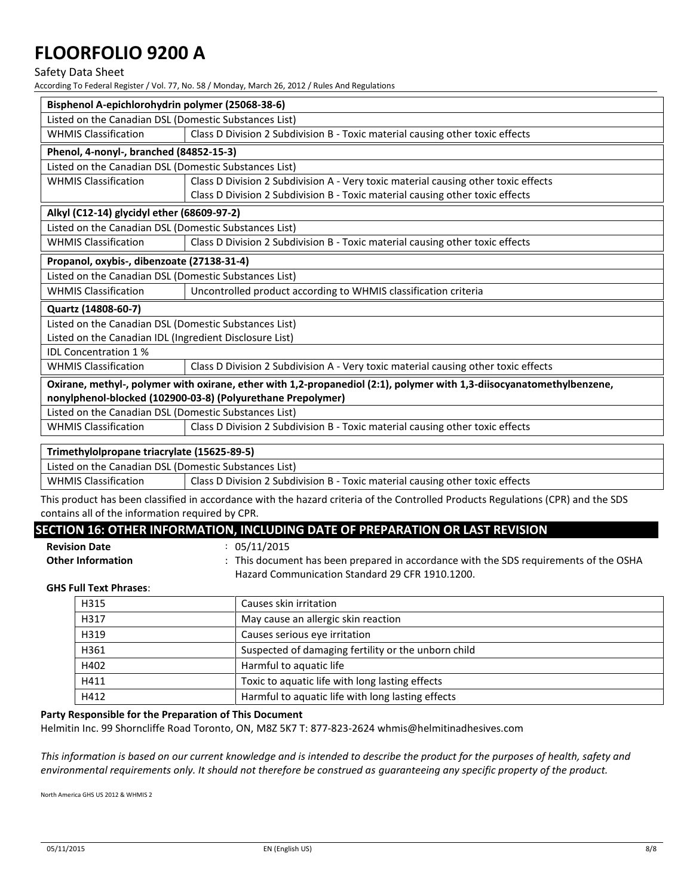| Bisphenol A-epichlorohydrin polymer (25068-38-6) | |
|---|---|
| Listed on the Canadian DSL (Domestic Substances List) | |
| WHMIS Classification | Class D Division 2 Subdivision B - Toxic material causing other toxic effects |

| Phenol, 4-nonyl-, branched (84852-15-3) | |
|---|---|
| Listed on the Canadian DSL (Domestic Substances List) | |
| WHMIS Classification | Class D Division 2 Subdivision A - Very toxic material causing other toxic effects<br>Class D Division 2 Subdivision B - Toxic material causing other toxic effects |

| Alkyl (C12-14) glycidyl ether (68609-97-2) | |
|---|---|
| Listed on the Canadian DSL (Domestic Substances List) | |
| WHMIS Classification | Class D Division 2 Subdivision B - Toxic material causing other toxic effects |

| Propanol, oxybis-, dibenzoate (27138-31-4) | |
|---|---|
| Listed on the Canadian DSL (Domestic Substances List) | |
| WHMIS Classification | Uncontrolled product according to WHMIS classification criteria |

| Quartz (14808-60-7) | |
|---|---|
| Listed on the Canadian DSL (Domestic Substances List) | |
| Listed on the Canadian IDL (Ingredient Disclosure List) | |
| IDL Concentration 1 % | |
| WHMIS Classification | Class D Division 2 Subdivision A - Very toxic material causing other toxic effects |

| Oxirane, methyl-, polymer with oxirane, ether with 1,2-propanediol (2:1), polymer with 1,3-diisocyanatomethylbenzene, nonylphenol-blocked (102900-03-8) (Polyurethane Prepolymer) | |
|---|---|
| Listed on the Canadian DSL (Domestic Substances List) | |
| WHMIS Classification | Class D Division 2 Subdivision B - Toxic material causing other toxic effects |

| Trimethylolpropane triacrylate (15625-89-5) | |
|---|---|
| Listed on the Canadian DSL (Domestic Substances List) | |
| WHMIS Classification | Class D Division 2 Subdivision B - Toxic material causing other toxic effects |

This product has been classified in accordance with the hazard criteria of the Controlled Products Regulations (CPR) and the SDS contains all of the information required by CPR.

## SECTION 16: OTHER INFORMATION, INCLUDING DATE OF PREPARATION OR LAST REVISION

**Revision Date** : 05/11/2015

**Other Information** : This document has been prepared in accordance with the SDS requirements of the OSHA Hazard Communication Standard 29 CFR 1910.1200.

**GHS Full Text Phrases**:

| | |
|---|---|
| H315 | Causes skin irritation |
| H317 | May cause an allergic skin reaction |
| H319 | Causes serious eye irritation |
| H361 | Suspected of damaging fertility or the unborn child |
| H402 | Harmful to aquatic life |
| H411 | Toxic to aquatic life with long lasting effects |
| H412 | Harmful to aquatic life with long lasting effects |

**Party Responsible for the Preparation of This Document**

Helmitin Inc. 99 Shorncliffe Road Toronto, ON, M8Z 5K7 T: 877-823-2624 whmis@helmitinadhesives.com

*This information is based on our current knowledge and is intended to describe the product for the purposes of health, safety and environmental requirements only. It should not therefore be construed as guaranteeing any specific property of the product.*

North America GHS US 2012 & WHMIS 2